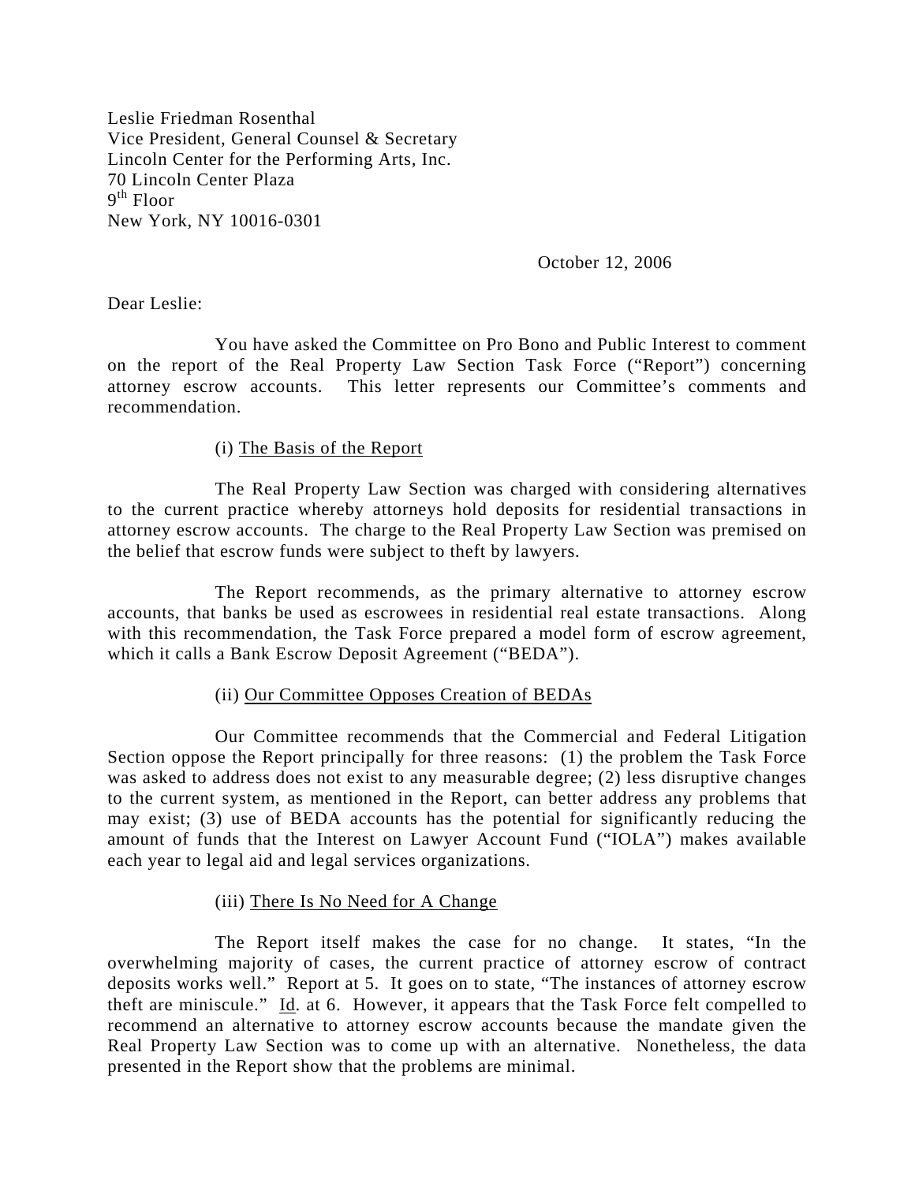Leslie Friedman Rosenthal
Vice President, General Counsel & Secretary
Lincoln Center for the Performing Arts, Inc.
70 Lincoln Center Plaza
9th Floor
New York, NY 10016-0301

October 12, 2006

Dear Leslie:

You have asked the Committee on Pro Bono and Public Interest to comment on the report of the Real Property Law Section Task Force ("Report") concerning attorney escrow accounts. This letter represents our Committee's comments and recommendation.

(i) <u>The Basis of the Report</u>

The Real Property Law Section was charged with considering alternatives to the current practice whereby attorneys hold deposits for residential transactions in attorney escrow accounts. The charge to the Real Property Law Section was premised on the belief that escrow funds were subject to theft by lawyers.

The Report recommends, as the primary alternative to attorney escrow accounts, that banks be used as escrowees in residential real estate transactions. Along with this recommendation, the Task Force prepared a model form of escrow agreement, which it calls a Bank Escrow Deposit Agreement ("BEDA").

(ii) <u>Our Committee Opposes Creation of BEDAs</u>

Our Committee recommends that the Commercial and Federal Litigation Section oppose the Report principally for three reasons: (1) the problem the Task Force was asked to address does not exist to any measurable degree; (2) less disruptive changes to the current system, as mentioned in the Report, can better address any problems that may exist; (3) use of BEDA accounts has the potential for significantly reducing the amount of funds that the Interest on Lawyer Account Fund ("IOLA") makes available each year to legal aid and legal services organizations.

(iii) <u>There Is No Need for A Change</u>

The Report itself makes the case for no change. It states, "In the overwhelming majority of cases, the current practice of attorney escrow of contract deposits works well." Report at 5. It goes on to state, "The instances of attorney escrow theft are miniscule." <u>Id</u>. at 6. However, it appears that the Task Force felt compelled to recommend an alternative to attorney escrow accounts because the mandate given the Real Property Law Section was to come up with an alternative. Nonetheless, the data presented in the Report show that the problems are minimal.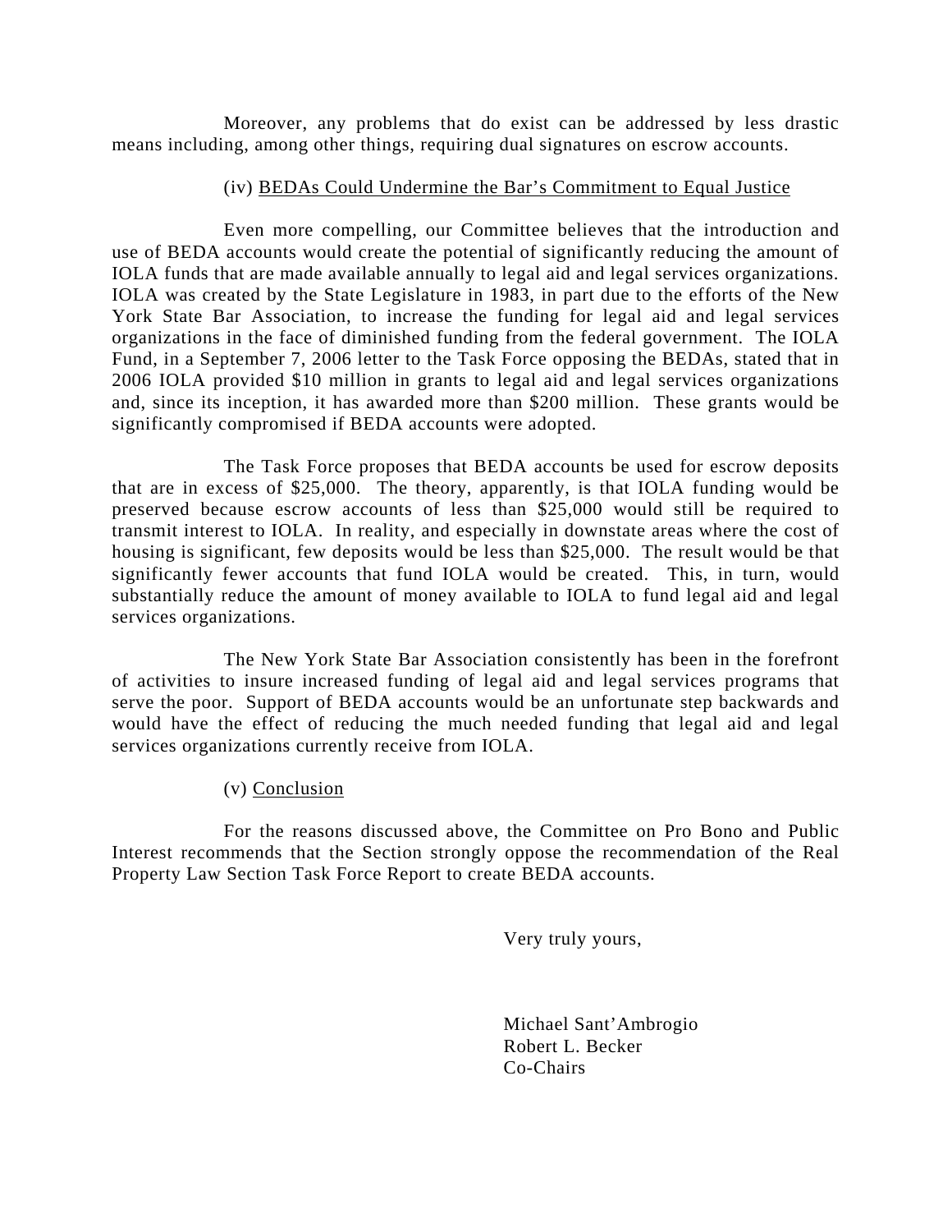Moreover, any problems that do exist can be addressed by less drastic means including, among other things, requiring dual signatures on escrow accounts.

(iv) <u>BEDAs Could Undermine the Bar's Commitment to Equal Justice</u>

Even more compelling, our Committee believes that the introduction and use of BEDA accounts would create the potential of significantly reducing the amount of IOLA funds that are made available annually to legal aid and legal services organizations. IOLA was created by the State Legislature in 1983, in part due to the efforts of the New York State Bar Association, to increase the funding for legal aid and legal services organizations in the face of diminished funding from the federal government. The IOLA Fund, in a September 7, 2006 letter to the Task Force opposing the BEDAs, stated that in 2006 IOLA provided $10 million in grants to legal aid and legal services organizations and, since its inception, it has awarded more than $200 million. These grants would be significantly compromised if BEDA accounts were adopted.

The Task Force proposes that BEDA accounts be used for escrow deposits that are in excess of $25,000. The theory, apparently, is that IOLA funding would be preserved because escrow accounts of less than $25,000 would still be required to transmit interest to IOLA. In reality, and especially in downstate areas where the cost of housing is significant, few deposits would be less than $25,000. The result would be that significantly fewer accounts that fund IOLA would be created. This, in turn, would substantially reduce the amount of money available to IOLA to fund legal aid and legal services organizations.

The New York State Bar Association consistently has been in the forefront of activities to insure increased funding of legal aid and legal services programs that serve the poor. Support of BEDA accounts would be an unfortunate step backwards and would have the effect of reducing the much needed funding that legal aid and legal services organizations currently receive from IOLA.

(v) <u>Conclusion</u>

For the reasons discussed above, the Committee on Pro Bono and Public Interest recommends that the Section strongly oppose the recommendation of the Real Property Law Section Task Force Report to create BEDA accounts.

Very truly yours,

Michael Sant'Ambrogio
Robert L. Becker
Co-Chairs